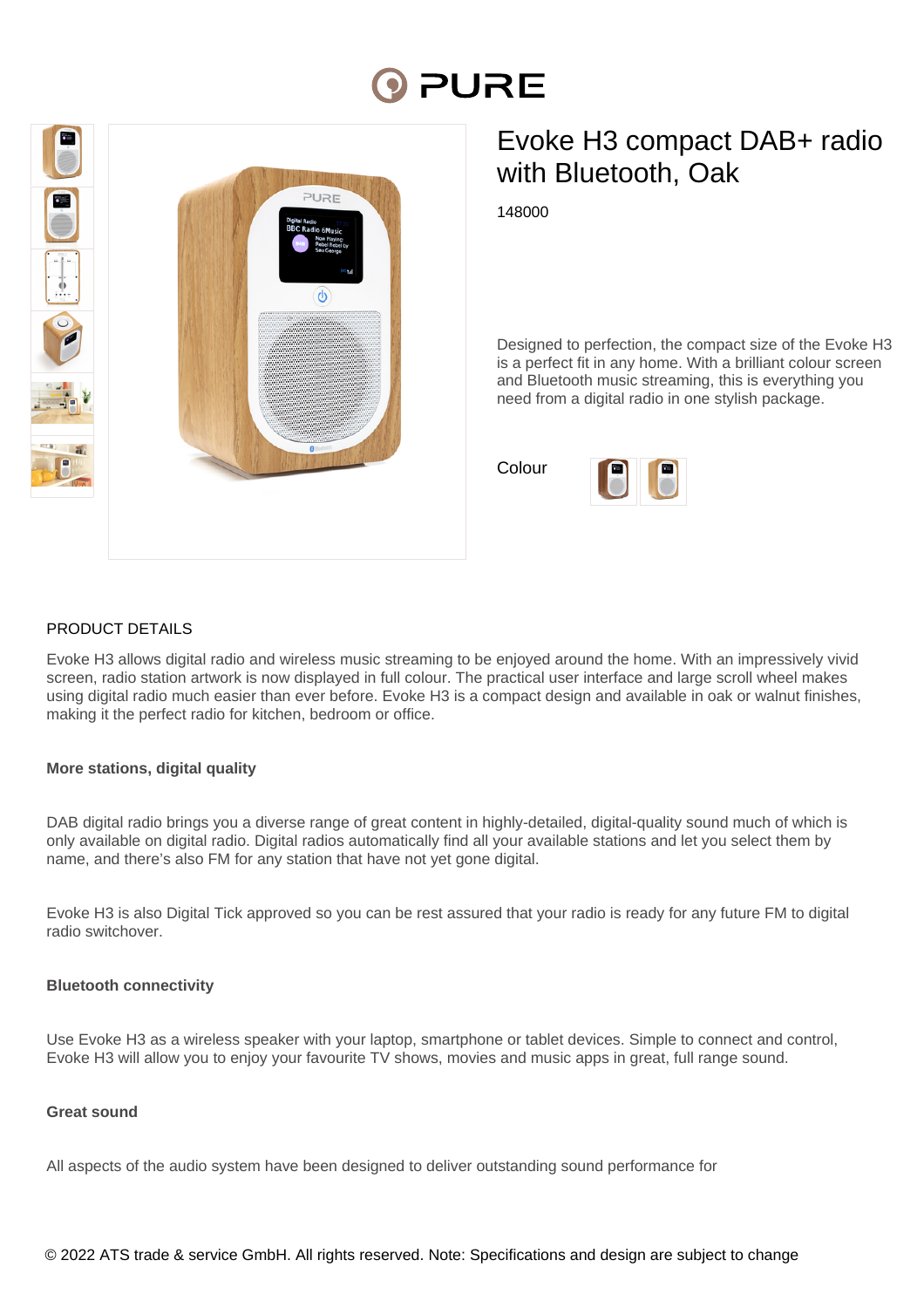# Evoke H3 compact DAB+ radio with Bluetooth, Oak

148000

Designed to perfection, the compact size of the Evoke H3 is a perfect fit in any home. With a brilliant colour screen and Bluetooth music streaming, this is everything you need from a digital radio in one stylish package.

Colour

## PRODUCT DETAILS

Evoke H3 allows digital radio and wireless music streaming to be enjoyed around the home. With an impressively vivid screen, radio station artwork is now displayed in full colour. The practical user interface and large scroll wheel makes using digital radio much easier than ever before. Evoke H3 is a compact design and available in oak or walnut finishes, making it the perfect radio for kitchen, bedroom or office.

**More stations, digital quality**

DAB digital radio brings you a diverse range of great content in highly-detailed, digital-quality sound much of which is only available on digital radio. Digital radios automatically find all your available stations and let you select them by name, and there's also FM for any station that have not yet gone digital.

Evoke H3 is also Digital Tick approved so you can be rest assured that your radio is ready for any future FM to digital radio switchover.

**Bluetooth connectivity**

Use Evoke H3 as a wireless speaker with your laptop, smartphone or tablet devices. Simple to connect and control, Evoke H3 will allow you to enjoy your favourite TV shows, movies and music apps in great, full range sound.

**Great sound**

All aspects of the audio system have been designed to deliver outstanding sound performance for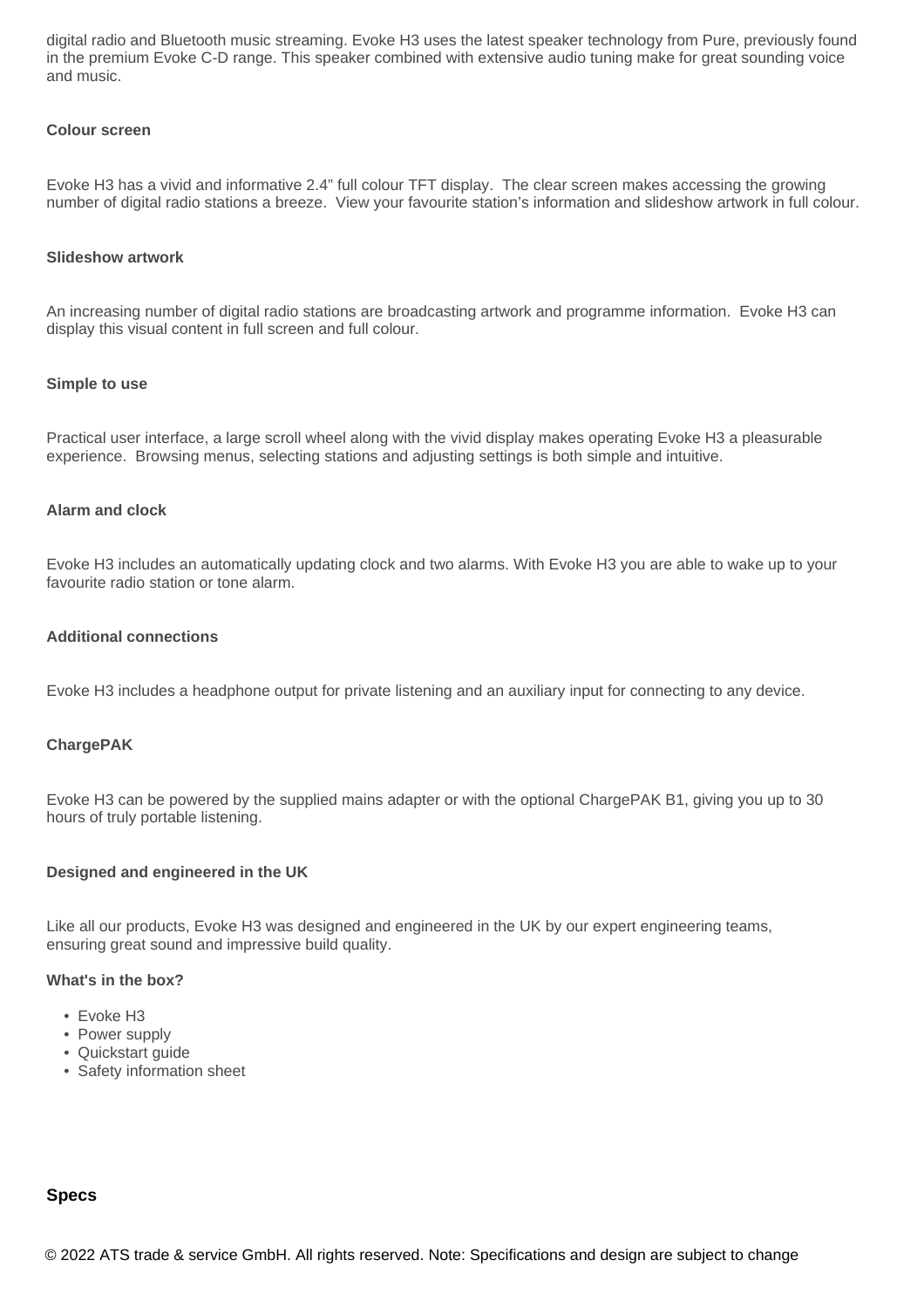digital radio and Bluetooth music streaming. Evoke H3 uses the latest speaker technology from Pure, previously found in the premium Evoke C-D range. This speaker combined with extensive audio tuning make for great sounding voice and music.

**Colour screen**

Evoke H3 has a vivid and informative 2.4" full colour TFT display. The clear screen makes accessing the growing number of digital radio stations a breeze. View your favourite station's information and slideshow artwork in full colour.

**Slideshow artwork**

An increasing number of digital radio stations are broadcasting artwork and programme information. Evoke H3 can display this visual content in full screen and full colour.

**Simple to use**

Practical user interface, a large scroll wheel along with the vivid display makes operating Evoke H3 a pleasurable experience. Browsing menus, selecting stations and adjusting settings is both simple and intuitive.

**Alarm and clock**

Evoke H3 includes an automatically updating clock and two alarms. With Evoke H3 you are able to wake up to your favourite radio station or tone alarm.

**Additional connections**

Evoke H3 includes a headphone output for private listening and an auxiliary input for connecting to any device.

**ChargePAK**

Evoke H3 can be powered by the supplied mains adapter or with the optional ChargePAK B1, giving you up to 30 hours of truly portable listening.

**Designed and engineered in the UK**

Like all our products, Evoke H3 was designed and engineered in the UK by our expert engineering teams, ensuring great sound and impressive build quality.

**What's in the box?**

- Evoke H3
- Power supply
- Quickstart guide
- Safety information sheet

## Specs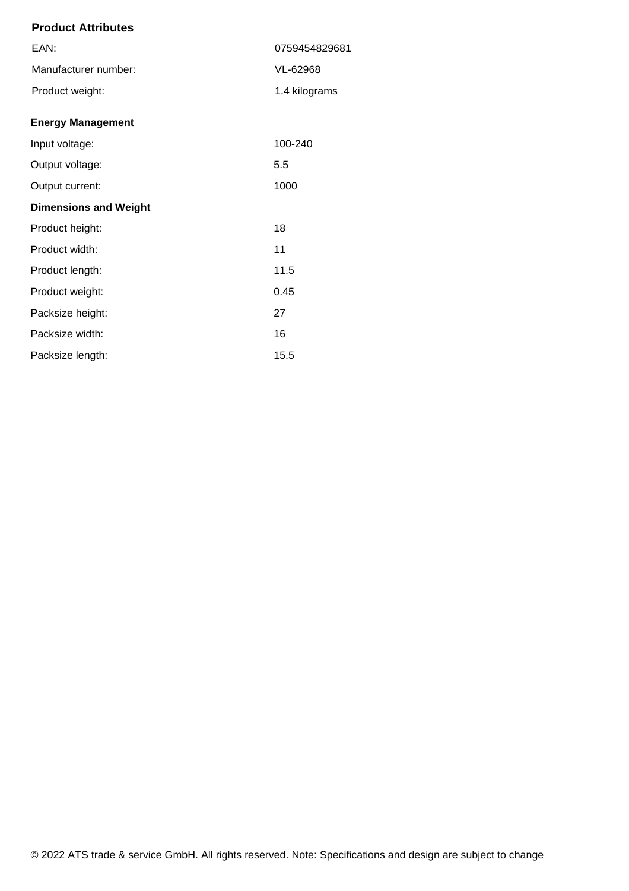## Product Attributes

| | |
|---|---|
| EAN: | 0759454829681 |
| Manufacturer number: | VL-62968 |
| Product weight: | 1.4 kilograms |

## Energy Management

| | |
|---|---|
| Input voltage: | 100-240 |
| Output voltage: | 5.5 |
| Output current: | 1000 |

## Dimensions and Weight

| | |
|---|---|
| Product height: | 18 |
| Product width: | 11 |
| Product length: | 11.5 |
| Product weight: | 0.45 |
| Packsize height: | 27 |
| Packsize width: | 16 |
| Packsize length: | 15.5 |

© 2022 ATS trade & service GmbH. All rights reserved. Note: Specifications and design are subject to change